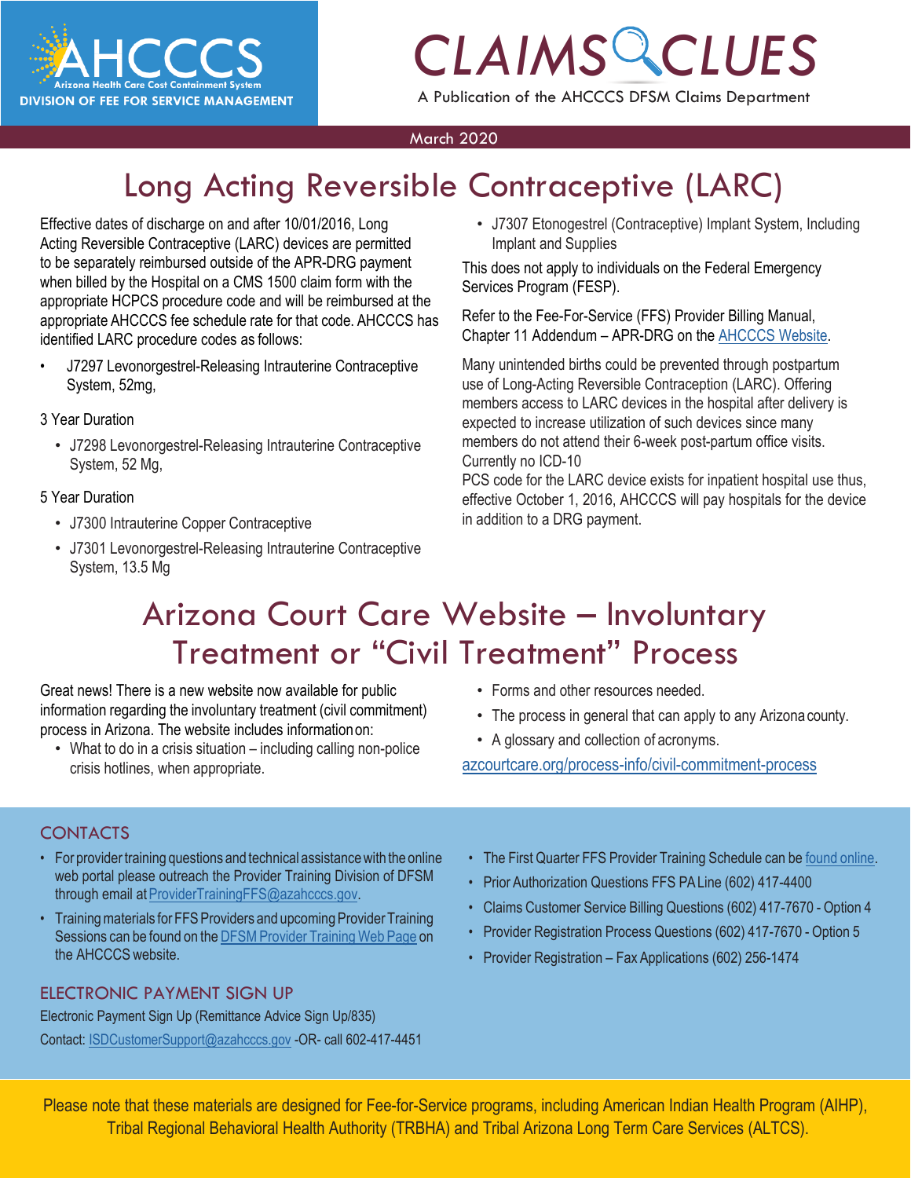AHCCCS
Arizona Health Care Cost Containment System
DIVISION OF FEE FOR SERVICE MANAGEMENT

# CLAIMS CLUES

A Publication of the AHCCCS DFSM Claims Department

March 2020

## Long Acting Reversible Contraceptive (LARC)

Effective dates of discharge on and after 10/01/2016, Long Acting Reversible Contraceptive (LARC) devices are permitted to be separately reimbursed outside of the APR-DRG payment when billed by the Hospital on a CMS 1500 claim form with the appropriate HCPCS procedure code and will be reimbursed at the appropriate AHCCCS fee schedule rate for that code. AHCCCS has identified LARC procedure codes as follows:

- J7297 Levonorgestrel-Releasing Intrauterine Contraceptive System, 52mg,

3 Year Duration

- J7298 Levonorgestrel-Releasing Intrauterine Contraceptive System, 52 Mg,

5 Year Duration

- J7300 Intrauterine Copper Contraceptive
- J7301 Levonorgestrel-Releasing Intrauterine Contraceptive System, 13.5 Mg
- J7307 Etonogestrel (Contraceptive) Implant System, Including Implant and Supplies

This does not apply to individuals on the Federal Emergency Services Program (FESP).

Refer to the Fee-For-Service (FFS) Provider Billing Manual, Chapter 11 Addendum – APR-DRG on the AHCCCS Website.

Many unintended births could be prevented through postpartum use of Long-Acting Reversible Contraception (LARC). Offering members access to LARC devices in the hospital after delivery is expected to increase utilization of such devices since many members do not attend their 6-week post-partum office visits. Currently no ICD-10 PCS code for the LARC device exists for inpatient hospital use thus, effective October 1, 2016, AHCCCS will pay hospitals for the device in addition to a DRG payment.

## Arizona Court Care Website – Involuntary Treatment or "Civil Treatment" Process

Great news! There is a new website now available for public information regarding the involuntary treatment (civil commitment) process in Arizona. The website includes information on:

- What to do in a crisis situation – including calling non-police crisis hotlines, when appropriate.
- Forms and other resources needed.
- The process in general that can apply to any Arizona county.
- A glossary and collection of acronyms.

azcourtcare.org/process-info/civil-commitment-process

### CONTACTS

- For provider training questions and technical assistance with the online web portal please outreach the Provider Training Division of DFSM through email at ProviderTrainingFFS@azahcccs.gov.
- Training materials for FFS Providers and upcoming Provider Training Sessions can be found on the DFSM Provider Training Web Page on the AHCCCS website.
- The First Quarter FFS Provider Training Schedule can be found online.
- Prior Authorization Questions FFS PA Line (602) 417-4400
- Claims Customer Service Billing Questions (602) 417-7670 - Option 4
- Provider Registration Process Questions (602) 417-7670 - Option 5
- Provider Registration – Fax Applications (602) 256-1474

### ELECTRONIC PAYMENT SIGN UP

Electronic Payment Sign Up (Remittance Advice Sign Up/835)

Contact: ISDCustomerSupport@azahcccs.gov -OR- call 602-417-4451

Please note that these materials are designed for Fee-for-Service programs, including American Indian Health Program (AIHP), Tribal Regional Behavioral Health Authority (TRBHA) and Tribal Arizona Long Term Care Services (ALTCS).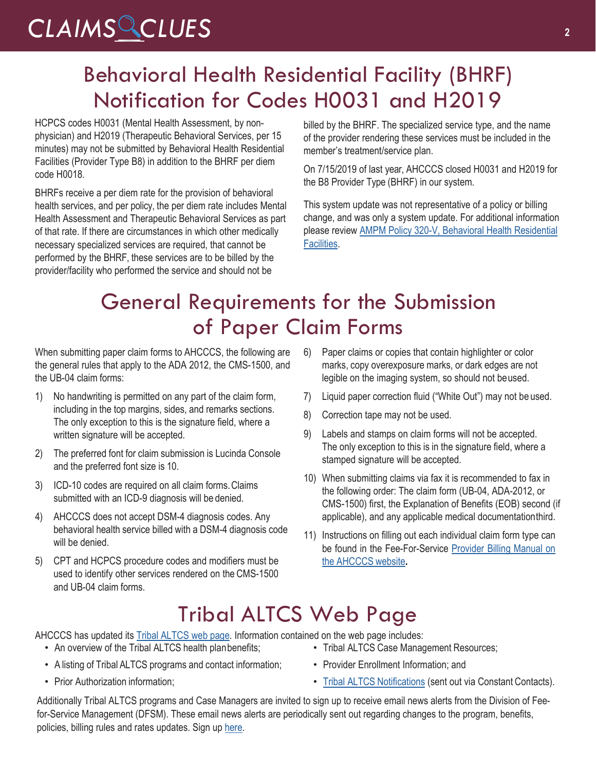# Behavioral Health Residential Facility (BHRF) Notification for Codes H0031 and H2019

HCPCS codes H0031 (Mental Health Assessment, by non-physician) and H2019 (Therapeutic Behavioral Services, per 15 minutes) may not be submitted by Behavioral Health Residential Facilities (Provider Type B8) in addition to the BHRF per diem code H0018.

BHRFs receive a per diem rate for the provision of behavioral health services, and per policy, the per diem rate includes Mental Health Assessment and Therapeutic Behavioral Services as part of that rate. If there are circumstances in which other medically necessary specialized services are required, that cannot be performed by the BHRF, these services are to be billed by the provider/facility who performed the service and should not be billed by the BHRF. The specialized service type, and the name of the provider rendering these services must be included in the member's treatment/service plan.

On 7/15/2019 of last year, AHCCCS closed H0031 and H2019 for the B8 Provider Type (BHRF) in our system.

This system update was not representative of a policy or billing change, and was only a system update. For additional information please review [AMPM Policy 320-V, Behavioral Health Residential Facilities](#).

# General Requirements for the Submission of Paper Claim Forms

When submitting paper claim forms to AHCCCS, the following are the general rules that apply to the ADA 2012, the CMS-1500, and the UB-04 claim forms:

1) No handwriting is permitted on any part of the claim form, including in the top margins, sides, and remarks sections. The only exception to this is the signature field, where a written signature will be accepted.
2) The preferred font for claim submission is Lucinda Console and the preferred font size is 10.
3) ICD-10 codes are required on all claim forms. Claims submitted with an ICD-9 diagnosis will be denied.
4) AHCCCS does not accept DSM-4 diagnosis codes. Any behavioral health service billed with a DSM-4 diagnosis code will be denied.
5) CPT and HCPCS procedure codes and modifiers must be used to identify other services rendered on the CMS-1500 and UB-04 claim forms.
6) Paper claims or copies that contain highlighter or color marks, copy overexposure marks, or dark edges are not legible on the imaging system, so should not be used.
7) Liquid paper correction fluid ("White Out") may not be used.
8) Correction tape may not be used.
9) Labels and stamps on claim forms will not be accepted. The only exception to this is in the signature field, where a stamped signature will be accepted.
10) When submitting claims via fax it is recommended to fax in the following order: The claim form (UB-04, ADA-2012, or CMS-1500) first, the Explanation of Benefits (EOB) second (if applicable), and any applicable medical documentation third.
11) Instructions on filling out each individual claim form type can be found in the Fee-For-Service [Provider Billing Manual on the AHCCCS website](#).

# Tribal ALTCS Web Page

AHCCCS has updated its [Tribal ALTCS web page](#). Information contained on the web page includes:

- An overview of the Tribal ALTCS health plan benefits;
- A listing of Tribal ALTCS programs and contact information;
- Prior Authorization information;
- Tribal ALTCS Case Management Resources;
- Provider Enrollment Information; and
- [Tribal ALTCS Notifications](#) (sent out via Constant Contacts).

Additionally Tribal ALTCS programs and Case Managers are invited to sign up to receive email news alerts from the Division of Fee-for-Service Management (DFSM). These email news alerts are periodically sent out regarding changes to the program, benefits, policies, billing rules and rates updates. Sign up [here](#).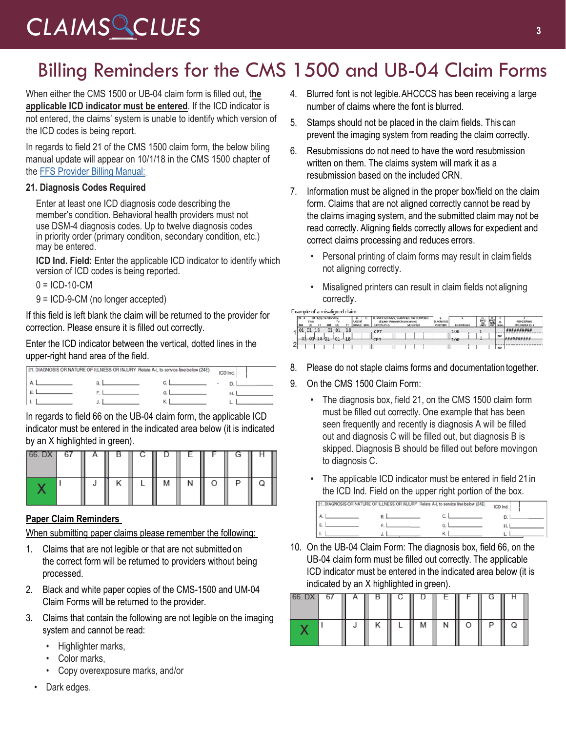# Billing Reminders for the CMS 1500 and UB-04 Claim Forms

When either the CMS 1500 or UB-04 claim form is filled out, **the applicable ICD indicator must be entered**. If the ICD indicator is not entered, the claims' system is unable to identify which version of the ICD codes is being report.

In regards to field 21 of the CMS 1500 claim form, the below biling manual update will appear on 10/1/18 in the CMS 1500 chapter of the [FFS Provider Billing Manual:](#)

**21. Diagnosis Codes Required**

Enter at least one ICD diagnosis code describing the member's condition. Behavioral health providers must not use DSM-4 diagnosis codes. Up to twelve diagnosis codes in priority order (primary condition, secondary condition, etc.) may be entered.

**ICD Ind. Field:** Enter the applicable ICD indicator to identify which version of ICD codes is being reported.

0 = ICD-10-CM

9 = ICD-9-CM (no longer accepted)

If this field is left blank the claim will be returned to the provider for correction. Please ensure it is filled out correctly.

Enter the ICD indicator between the vertical, dotted lines in the upper-right hand area of the field.

| 21. DIAGNOSIS OR NATURE OF ILLNESS OR INJURY Relate A-L to service line below (24E) | | | ICD Ind. |
|---|---|---|---|
| A. | B. | C. | D. |
| E. | F. | G. | H. |
| I. | J. | K. | L. |

In regards to field 66 on the UB-04 claim form, the applicable ICD indicator must be entered in the indicated area below (it is indicated by an X highlighted in green).

| 66. DX | 67 | A | B | C | D | E | F | G | H |
|---|---|---|---|---|---|---|---|---|---|
| X | I | J | K | L | M | N | O | P | Q |

**Paper Claim Reminders**

When submitting paper claims please remember the following:

1. Claims that are not legible or that are not submitted on the correct form will be returned to providers without being processed.
2. Black and white paper copies of the CMS-1500 and UM-04 Claim Forms will be returned to the provider.
3. Claims that contain the following are not legible on the imaging system and cannot be read:
   - Highlighter marks,
   - Color marks,
   - Copy overexposure marks, and/or
   - Dark edges.
4. Blurred font is not legible. AHCCCS has been receiving a large number of claims where the font is blurred.
5. Stamps should not be placed in the claim fields. This can prevent the imaging system from reading the claim correctly.
6. Resubmissions do not need to have the word resubmission written on them. The claims system will mark it as a resubmission based on the included CRN.
7. Information must be aligned in the proper box/field on the claim form. Claims that are not aligned correctly cannot be read by the claims imaging system, and the submitted claim may not be read correctly. Aligning fields correctly allows for expedient and correct claims processing and reduces errors.
   - Personal printing of claim forms may result in claim fields not aligning correctly.
   - Misaligned printers can result in claim fields not aligning correctly.

Example of a misaligned claim:

| 24. A. DATE(S) OF SERVICE From MM DD YY | To MM DD YY | B. PLACE OF SERVICE | C. EMG | D. PROCEDURES, SERVICES, OR SUPPLIES CPT/HCPCS | MODIFIER | E. DIAGNOSIS POINTER | F. $ CHARGES | G. DAYS OR UNITS | H. EPSDT | I. ID. QUAL | J. RENDERING PROVIDER ID. # |
|---|---|---|---|---|---|---|---|---|---|---|---|
| 1 01 01 18 | 01 01 18 | | | CPT | | | 100 | 1 | | | ########## |
| 01 01 18 | 01 01 18 | | | CPT | | | 100 | 1 | | NPI | ########## |
| 2 | | | | | | | | | | NPI | |

8. Please do not staple claims forms and documentation together.
9. On the CMS 1500 Claim Form:
   - The diagnosis box, field 21, on the CMS 1500 claim form must be filled out correctly. One example that has been seen frequently and recently is diagnosis A will be filled out and diagnosis C will be filled out, but diagnosis B is skipped. Diagnosis B should be filled out before moving on to diagnosis C.
   - The applicable ICD indicator must be entered in field 21 in the ICD Ind. Field on the upper right portion of the box.

| 21. DIAGNOSIS OR NATURE OF ILLNESS OR INJURY Relate A-L to service line below (24E) | | | ICD Ind. |
|---|---|---|---|
| A. | B. | C. | D. |
| E. | F. | G. | H. |
| I. | J. | K. | L. |

10. On the UB-04 Claim Form: The diagnosis box, field 66, on the UB-04 claim form must be filled out correctly. The applicable ICD indicator must be entered in the indicated area below (it is indicated by an X highlighted in green).

| 66. DX | 67 | A | B | C | D | E | F | G | H |
|---|---|---|---|---|---|---|---|---|---|
| X | I | J | K | L | M | N | O | P | Q |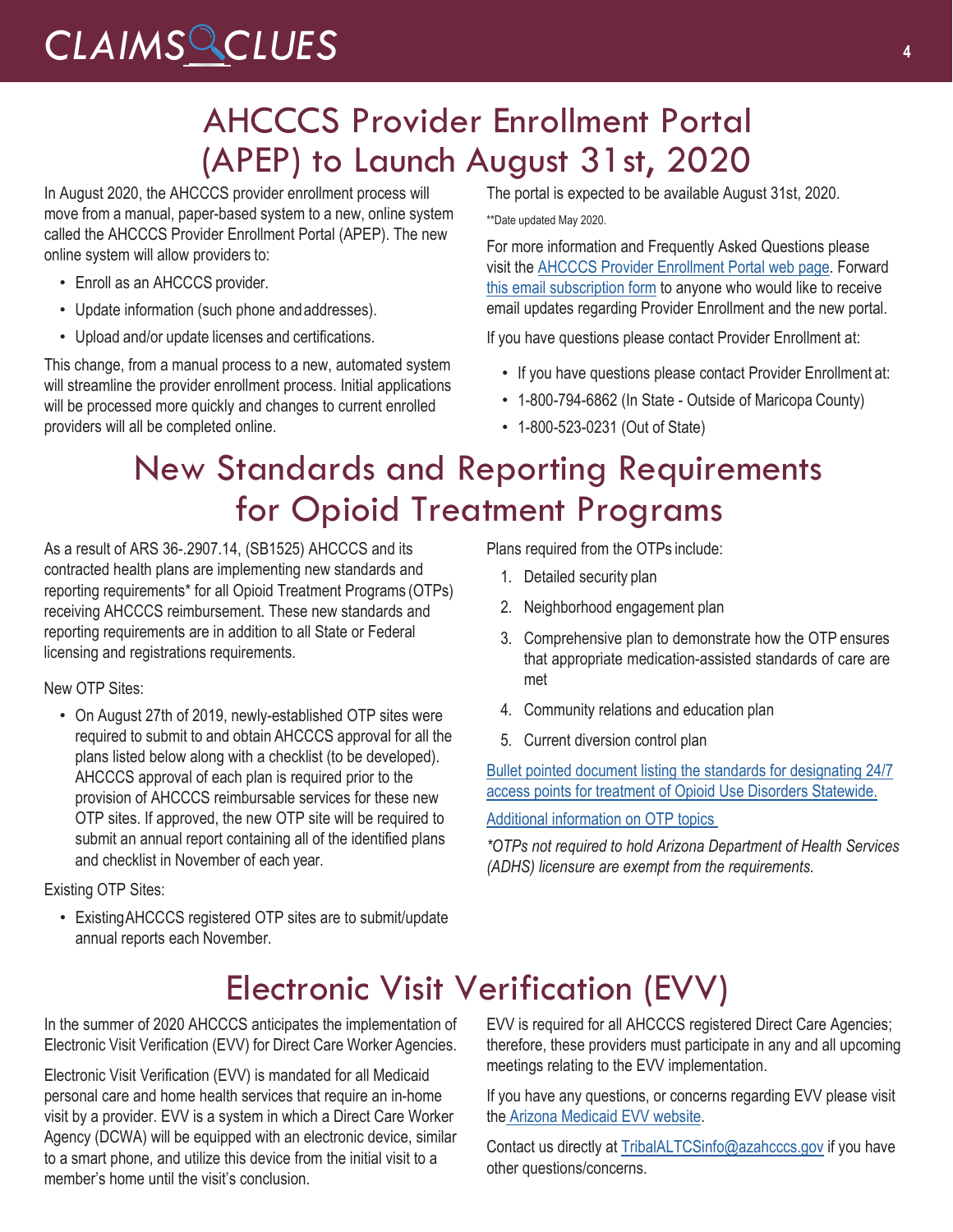# AHCCCS Provider Enrollment Portal (APEP) to Launch August 31st, 2020

In August 2020, the AHCCCS provider enrollment process will move from a manual, paper-based system to a new, online system called the AHCCCS Provider Enrollment Portal (APEP). The new online system will allow providers to:

- Enroll as an AHCCCS provider.
- Update information (such phone and addresses).
- Upload and/or update licenses and certifications.

This change, from a manual process to a new, automated system will streamline the provider enrollment process. Initial applications will be processed more quickly and changes to current enrolled providers will all be completed online.

The portal is expected to be available August 31st, 2020.

**Date updated May 2020.

For more information and Frequently Asked Questions please visit the AHCCCS Provider Enrollment Portal web page. Forward this email subscription form to anyone who would like to receive email updates regarding Provider Enrollment and the new portal.

If you have questions please contact Provider Enrollment at:

- If you have questions please contact Provider Enrollment at:
- 1-800-794-6862 (In State - Outside of Maricopa County)
- 1-800-523-0231 (Out of State)

# New Standards and Reporting Requirements for Opioid Treatment Programs

As a result of ARS 36-.2907.14, (SB1525) AHCCCS and its contracted health plans are implementing new standards and reporting requirements* for all Opioid Treatment Programs (OTPs) receiving AHCCCS reimbursement. These new standards and reporting requirements are in addition to all State or Federal licensing and registrations requirements.

New OTP Sites:

- On August 27th of 2019, newly-established OTP sites were required to submit to and obtain AHCCCS approval for all the plans listed below along with a checklist (to be developed). AHCCCS approval of each plan is required prior to the provision of AHCCCS reimbursable services for these new OTP sites. If approved, the new OTP site will be required to submit an annual report containing all of the identified plans and checklist in November of each year.

Existing OTP Sites:

- Existing AHCCCS registered OTP sites are to submit/update annual reports each November.

Plans required from the OTPs include:

1. Detailed security plan
2. Neighborhood engagement plan
3. Comprehensive plan to demonstrate how the OTP ensures that appropriate medication-assisted standards of care are met
4. Community relations and education plan
5. Current diversion control plan

Bullet pointed document listing the standards for designating 24/7 access points for treatment of Opioid Use Disorders Statewide.

Additional information on OTP topics

*\*OTPs not required to hold Arizona Department of Health Services (ADHS) licensure are exempt from the requirements.*

# Electronic Visit Verification (EVV)

In the summer of 2020 AHCCCS anticipates the implementation of Electronic Visit Verification (EVV) for Direct Care Worker Agencies.

Electronic Visit Verification (EVV) is mandated for all Medicaid personal care and home health services that require an in-home visit by a provider. EVV is a system in which a Direct Care Worker Agency (DCWA) will be equipped with an electronic device, similar to a smart phone, and utilize this device from the initial visit to a member's home until the visit's conclusion.

EVV is required for all AHCCCS registered Direct Care Agencies; therefore, these providers must participate in any and all upcoming meetings relating to the EVV implementation.

If you have any questions, or concerns regarding EVV please visit the Arizona Medicaid EVV website.

Contact us directly at TribalALTCSinfo@azahcccs.gov if you have other questions/concerns.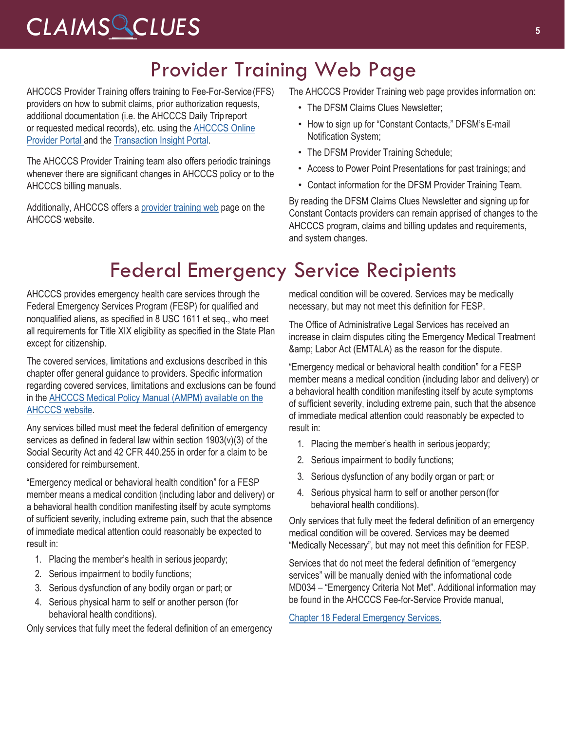# Provider Training Web Page

AHCCCS Provider Training offers training to Fee-For-Service (FFS) providers on how to submit claims, prior authorization requests, additional documentation (i.e. the AHCCCS Daily Trip report or requested medical records), etc. using the [AHCCCS Online Provider Portal](#) and the [Transaction Insight Portal](#).

The AHCCCS Provider Training team also offers periodic trainings whenever there are significant changes in AHCCCS policy or to the AHCCCS billing manuals.

Additionally, AHCCCS offers a [provider training web](#) page on the AHCCCS website.

The AHCCCS Provider Training web page provides information on:

- The DFSM Claims Clues Newsletter;
- How to sign up for "Constant Contacts," DFSM's E-mail Notification System;
- The DFSM Provider Training Schedule;
- Access to Power Point Presentations for past trainings; and
- Contact information for the DFSM Provider Training Team.

By reading the DFSM Claims Clues Newsletter and signing up for Constant Contacts providers can remain apprised of changes to the AHCCCS program, claims and billing updates and requirements, and system changes.

# Federal Emergency Service Recipients

AHCCCS provides emergency health care services through the Federal Emergency Services Program (FESP) for qualified and nonqualified aliens, as specified in 8 USC 1611 et seq., who meet all requirements for Title XIX eligibility as specified in the State Plan except for citizenship.

The covered services, limitations and exclusions described in this chapter offer general guidance to providers. Specific information regarding covered services, limitations and exclusions can be found in the [AHCCCS Medical Policy Manual (AMPM) available on the AHCCCS website](#).

Any services billed must meet the federal definition of emergency services as defined in federal law within section 1903(v)(3) of the Social Security Act and 42 CFR 440.255 in order for a claim to be considered for reimbursement.

"Emergency medical or behavioral health condition" for a FESP member means a medical condition (including labor and delivery) or a behavioral health condition manifesting itself by acute symptoms of sufficient severity, including extreme pain, such that the absence of immediate medical attention could reasonably be expected to result in:

1. Placing the member's health in serious jeopardy;
2. Serious impairment to bodily functions;
3. Serious dysfunction of any bodily organ or part; or
4. Serious physical harm to self or another person (for behavioral health conditions).

Only services that fully meet the federal definition of an emergency medical condition will be covered. Services may be medically necessary, but may not meet this definition for FESP.

The Office of Administrative Legal Services has received an increase in claim disputes citing the Emergency Medical Treatment &amp; Labor Act (EMTALA) as the reason for the dispute.

"Emergency medical or behavioral health condition" for a FESP member means a medical condition (including labor and delivery) or a behavioral health condition manifesting itself by acute symptoms of sufficient severity, including extreme pain, such that the absence of immediate medical attention could reasonably be expected to result in:

1. Placing the member's health in serious jeopardy;
2. Serious impairment to bodily functions;
3. Serious dysfunction of any bodily organ or part; or
4. Serious physical harm to self or another person (for behavioral health conditions).

Only services that fully meet the federal definition of an emergency medical condition will be covered. Services may be deemed "Medically Necessary", but may not meet this definition for FESP.

Services that do not meet the federal definition of "emergency services" will be manually denied with the informational code MD034 – "Emergency Criteria Not Met". Additional information may be found in the AHCCCS Fee-for-Service Provide manual,

[Chapter 18 Federal Emergency Services.](#)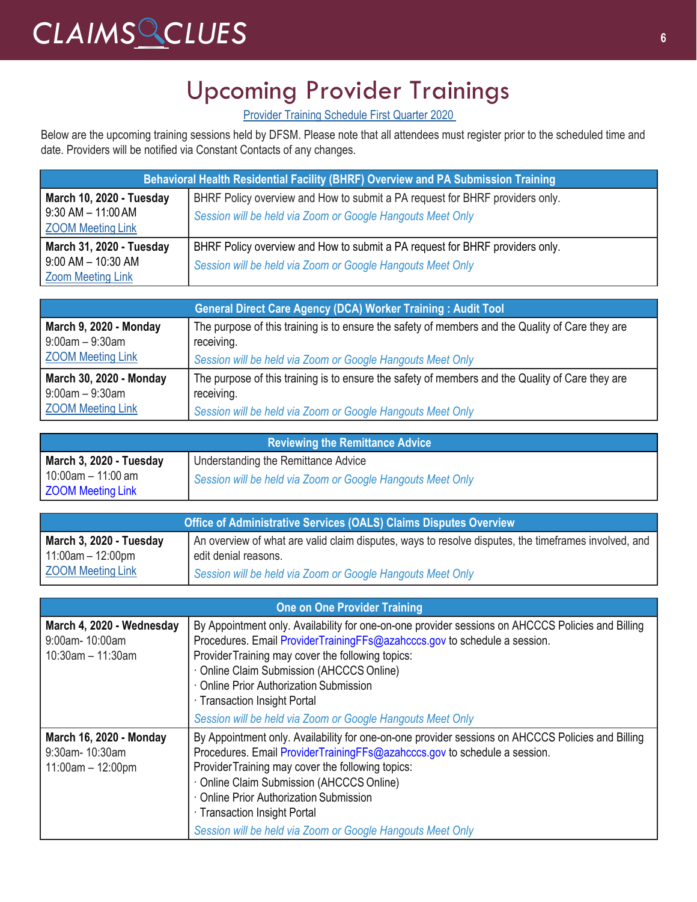# Upcoming Provider Trainings

[Provider Training Schedule First Quarter 2020](#)

Below are the upcoming training sessions held by DFSM. Please note that all attendees must register prior to the scheduled time and date. Providers will be notified via Constant Contacts of any changes.

| Behavioral Health Residential Facility (BHRF) Overview and PA Submission Training | |
|---|---|
| **March 10, 2020 - Tuesday**<br>9:30 AM – 11:00 AM<br>ZOOM Meeting Link | BHRF Policy overview and How to submit a PA request for BHRF providers only.<br>*Session will be held via Zoom or Google Hangouts Meet Only* |
| **March 31, 2020 - Tuesday**<br>9:00 AM – 10:30 AM<br>Zoom Meeting Link | BHRF Policy overview and How to submit a PA request for BHRF providers only.<br>*Session will be held via Zoom or Google Hangouts Meet Only* |

| General Direct Care Agency (DCA) Worker Training : Audit Tool | |
|---|---|
| **March 9, 2020 - Monday**<br>9:00am – 9:30am<br>ZOOM Meeting Link | The purpose of this training is to ensure the safety of members and the Quality of Care they are receiving.<br>*Session will be held via Zoom or Google Hangouts Meet Only* |
| **March 30, 2020 - Monday**<br>9:00am – 9:30am<br>ZOOM Meeting Link | The purpose of this training is to ensure the safety of members and the Quality of Care they are receiving.<br>*Session will be held via Zoom or Google Hangouts Meet Only* |

| Reviewing the Remittance Advice | |
|---|---|
| **March 3, 2020 - Tuesday**<br>10:00am – 11:00 am<br>ZOOM Meeting Link | Understanding the Remittance Advice<br>*Session will be held via Zoom or Google Hangouts Meet Only* |

| Office of Administrative Services (OALS) Claims Disputes Overview | |
|---|---|
| **March 3, 2020 - Tuesday**<br>11:00am – 12:00pm<br>ZOOM Meeting Link | An overview of what are valid claim disputes, ways to resolve disputes, the timeframes involved, and edit denial reasons.<br>*Session will be held via Zoom or Google Hangouts Meet Only* |

| One on One Provider Training | |
|---|---|
| **March 4, 2020 - Wednesday**<br>9:00am- 10:00am<br>10:30am – 11:30am | By Appointment only. Availability for one-on-one provider sessions on AHCCCS Policies and Billing Procedures. Email ProviderTrainingFFs@azahcccs.gov to schedule a session.<br>ProviderTraining may cover the following topics:<br>· Online Claim Submission (AHCCCS Online)<br>· Online Prior Authorization Submission<br>· Transaction Insight Portal<br>*Session will be held via Zoom or Google Hangouts Meet Only* |
| **March 16, 2020 - Monday**<br>9:30am- 10:30am<br>11:00am – 12:00pm | By Appointment only. Availability for one-on-one provider sessions on AHCCCS Policies and Billing Procedures. Email ProviderTrainingFFs@azahcccs.gov to schedule a session.<br>ProviderTraining may cover the following topics:<br>· Online Claim Submission (AHCCCS Online)<br>· Online Prior Authorization Submission<br>· Transaction Insight Portal<br>*Session will be held via Zoom or Google Hangouts Meet Only* |